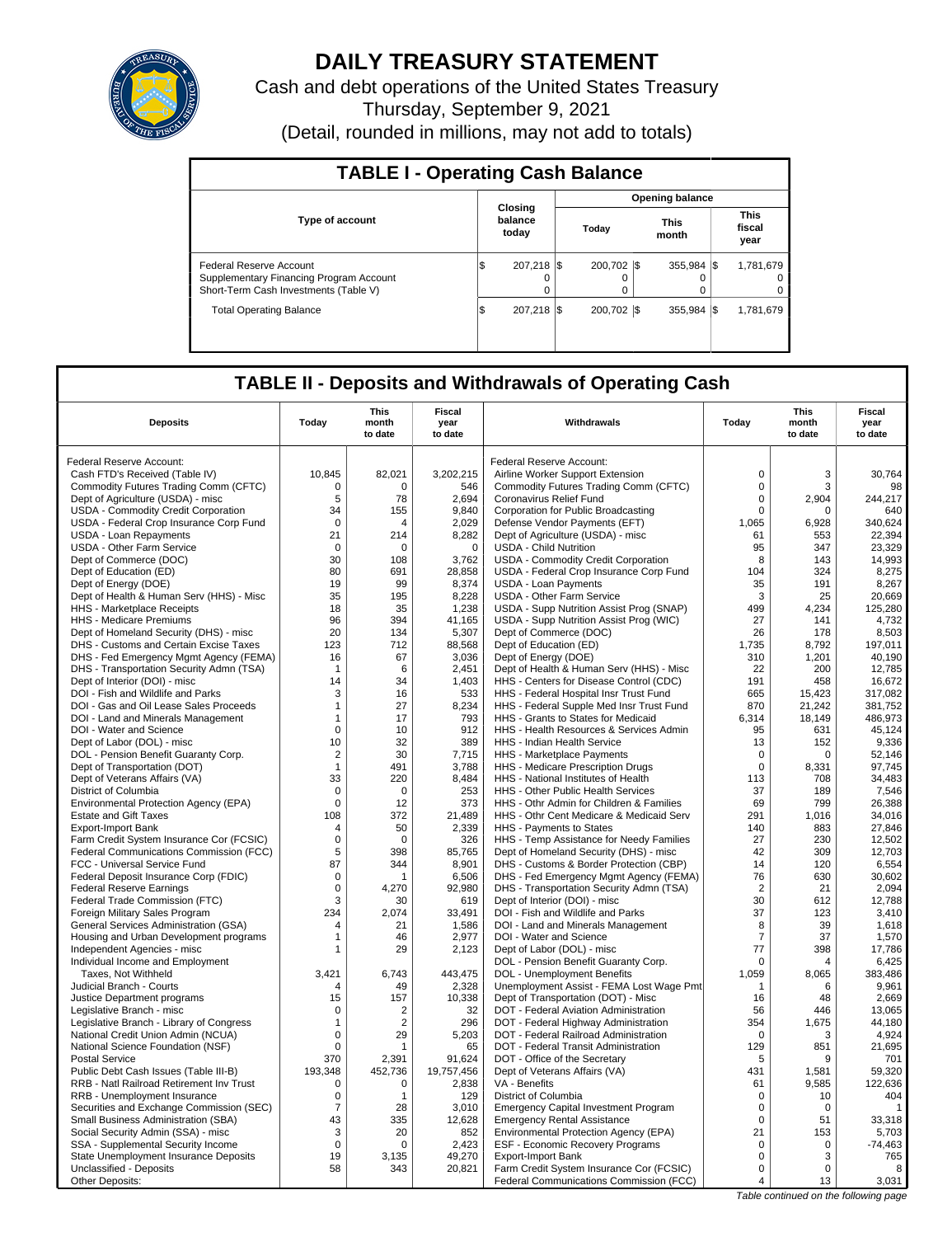# DAILY TREASURY STATEMENT

Cash and debt operations of the United States Treasury

Thursday, September 9, 2021

(Detail, rounded in millions, may not add to totals)

## TABLE I - Operating Cash Balance

| Type of account | Closing balance today | Opening balance Today | Opening balance This month | Opening balance This fiscal year |
|---|---|---|---|---|
| Federal Reserve Account | $ 207,218 | $ 200,702 | $ 355,984 | $ 1,781,679 |
| Supplementary Financing Program Account | 0 | 0 | 0 | 0 |
| Short-Term Cash Investments (Table V) | 0 | 0 | 0 | 0 |
| Total Operating Balance | $ 207,218 | $ 200,702 | $ 355,984 | $ 1,781,679 |

## TABLE II - Deposits and Withdrawals of Operating Cash

| Deposits | Today | This month to date | Fiscal year to date | Withdrawals | Today | This month to date | Fiscal year to date |
|---|---|---|---|---|---|---|---|
| Federal Reserve Account: | | | | Federal Reserve Account: | | | |
| Cash FTD's Received (Table IV) | 10,845 | 82,021 | 3,202,215 | Airline Worker Support Extension | 0 | 3 | 30,764 |
| Commodity Futures Trading Comm (CFTC) | 0 | 0 | 546 | Commodity Futures Trading Comm (CFTC) | 0 | 3 | 98 |
| Dept of Agriculture (USDA) - misc | 5 | 78 | 2,694 | Coronavirus Relief Fund | 0 | 2,904 | 244,217 |
| USDA - Commodity Credit Corporation | 34 | 155 | 9,840 | Corporation for Public Broadcasting | 0 | 0 | 640 |
| USDA - Federal Crop Insurance Corp Fund | 0 | 4 | 2,029 | Defense Vendor Payments (EFT) | 1,065 | 6,928 | 340,624 |
| USDA - Loan Repayments | 21 | 214 | 8,282 | Dept of Agriculture (USDA) - misc | 61 | 553 | 22,394 |
| USDA - Other Farm Service | 0 | 0 | 0 | USDA - Child Nutrition | 95 | 347 | 23,329 |
| Dept of Commerce (DOC) | 30 | 108 | 3,762 | USDA - Commodity Credit Corporation | 8 | 143 | 14,993 |
| Dept of Education (ED) | 80 | 691 | 28,858 | USDA - Federal Crop Insurance Corp Fund | 104 | 324 | 8,275 |
| Dept of Energy (DOE) | 19 | 99 | 8,374 | USDA - Loan Payments | 35 | 191 | 8,267 |
| Dept of Health & Human Serv (HHS) - Misc | 35 | 195 | 8,228 | USDA - Other Farm Service | 3 | 25 | 20,669 |
| HHS - Marketplace Receipts | 18 | 35 | 1,238 | USDA - Supp Nutrition Assist Prog (SNAP) | 499 | 4,234 | 125,280 |
| HHS - Medicare Premiums | 96 | 394 | 41,165 | USDA - Supp Nutrition Assist Prog (WIC) | 27 | 141 | 4,732 |
| Dept of Homeland Security (DHS) - misc | 20 | 134 | 5,307 | Dept of Commerce (DOC) | 26 | 178 | 8,503 |
| DHS - Customs and Certain Excise Taxes | 123 | 712 | 88,568 | Dept of Education (ED) | 1,735 | 8,792 | 197,011 |
| DHS - Fed Emergency Mgmt Agency (FEMA) | 16 | 67 | 3,036 | Dept of Energy (DOE) | 310 | 1,201 | 40,190 |
| DHS - Transportation Security Admn (TSA) | 1 | 6 | 2,451 | Dept of Health & Human Serv (HHS) - Misc | 22 | 200 | 12,785 |
| Dept of Interior (DOI) - misc | 14 | 34 | 1,403 | HHS - Centers for Disease Control (CDC) | 191 | 458 | 16,672 |
| DOI - Fish and Wildlife and Parks | 3 | 16 | 533 | HHS - Federal Hospital Insr Trust Fund | 665 | 15,423 | 317,082 |
| DOI - Gas and Oil Lease Sales Proceeds | 1 | 27 | 8,234 | HHS - Federal Supple Med Insr Trust Fund | 870 | 21,242 | 381,752 |
| DOI - Land and Minerals Management | 1 | 17 | 793 | HHS - Grants to States for Medicaid | 6,314 | 18,149 | 486,973 |
| DOI - Water and Science | 0 | 10 | 912 | HHS - Health Resources & Services Admin | 95 | 631 | 45,124 |
| Dept of Labor (DOL) - misc | 10 | 32 | 389 | HHS - Indian Health Service | 13 | 152 | 9,336 |
| DOL - Pension Benefit Guaranty Corp. | 2 | 30 | 7,715 | HHS - Marketplace Payments | 0 | 0 | 52,146 |
| Dept of Transportation (DOT) | 1 | 491 | 3,788 | HHS - Medicare Prescription Drugs | 0 | 8,331 | 97,745 |
| Dept of Veterans Affairs (VA) | 33 | 220 | 8,484 | HHS - National Institutes of Health | 113 | 708 | 34,483 |
| District of Columbia | 0 | 0 | 253 | HHS - Other Public Health Services | 37 | 189 | 7,546 |
| Environmental Protection Agency (EPA) | 0 | 12 | 373 | HHS - Othr Admin for Children & Families | 69 | 799 | 26,388 |
| Estate and Gift Taxes | 108 | 372 | 21,489 | HHS - Othr Cent Medicare & Medicaid Serv | 291 | 1,016 | 34,016 |
| Export-Import Bank | 4 | 50 | 2,339 | HHS - Payments to States | 140 | 883 | 27,846 |
| Farm Credit System Insurance Cor (FCSIC) | 0 | 0 | 326 | HHS - Temp Assistance for Needy Families | 27 | 230 | 12,502 |
| Federal Communications Commission (FCC) | 5 | 398 | 85,765 | Dept of Homeland Security (DHS) - misc | 42 | 309 | 12,703 |
| FCC - Universal Service Fund | 87 | 344 | 8,901 | DHS - Customs & Border Protection (CBP) | 14 | 120 | 6,554 |
| Federal Deposit Insurance Corp (FDIC) | 0 | 1 | 6,506 | DHS - Fed Emergency Mgmt Agency (FEMA) | 76 | 630 | 30,602 |
| Federal Reserve Earnings | 0 | 4,270 | 92,980 | DHS - Transportation Security Admn (TSA) | 2 | 21 | 2,094 |
| Federal Trade Commission (FTC) | 3 | 30 | 619 | Dept of Interior (DOI) - misc | 30 | 612 | 12,788 |
| Foreign Military Sales Program | 234 | 2,074 | 33,491 | DOI - Fish and Wildlife and Parks | 37 | 123 | 3,410 |
| General Services Administration (GSA) | 4 | 21 | 1,586 | DOI - Land and Minerals Management | 8 | 39 | 1,618 |
| Housing and Urban Development programs | 1 | 46 | 2,977 | DOI - Water and Science | 7 | 37 | 1,570 |
| Independent Agencies - misc | 1 | 29 | 2,123 | Dept of Labor (DOL) - misc | 77 | 398 | 17,786 |
| Individual Income and Employment | | | | DOL - Pension Benefit Guaranty Corp. | 0 | 4 | 6,425 |
| Taxes, Not Withheld | 3,421 | 6,743 | 443,475 | DOL - Unemployment Benefits | 1,059 | 8,065 | 383,486 |
| Judicial Branch - Courts | 4 | 49 | 2,328 | Unemployment Assist - FEMA Lost Wage Pmt | 1 | 6 | 9,961 |
| Justice Department programs | 15 | 157 | 10,338 | Dept of Transportation (DOT) - Misc | 16 | 48 | 2,669 |
| Legislative Branch - misc | 0 | 2 | 32 | DOT - Federal Aviation Administration | 56 | 446 | 13,065 |
| Legislative Branch - Library of Congress | 1 | 2 | 296 | DOT - Federal Highway Administration | 354 | 1,675 | 44,180 |
| National Credit Union Admin (NCUA) | 0 | 29 | 5,203 | DOT - Federal Railroad Administration | 0 | 3 | 4,924 |
| National Science Foundation (NSF) | 0 | 1 | 65 | DOT - Federal Transit Administration | 129 | 851 | 21,695 |
| Postal Service | 370 | 2,391 | 91,624 | DOT - Office of the Secretary | 5 | 9 | 701 |
| Public Debt Cash Issues (Table III-B) | 193,348 | 452,736 | 19,757,456 | Dept of Veterans Affairs (VA) | 431 | 1,581 | 59,320 |
| RRB - Natl Railroad Retirement Inv Trust | 0 | 0 | 2,838 | VA - Benefits | 61 | 9,585 | 122,636 |
| RRB - Unemployment Insurance | 0 | 1 | 129 | District of Columbia | 0 | 10 | 404 |
| Securities and Exchange Commission (SEC) | 7 | 28 | 3,010 | Emergency Capital Investment Program | 0 | 0 | 1 |
| Small Business Administration (SBA) | 43 | 335 | 12,628 | Emergency Rental Assistance | 0 | 51 | 33,318 |
| Social Security Admin (SSA) - misc | 3 | 20 | 852 | Environmental Protection Agency (EPA) | 21 | 153 | 5,703 |
| SSA - Supplemental Security Income | 0 | 0 | 2,423 | ESF - Economic Recovery Programs | 0 | 0 | -74,463 |
| State Unemployment Insurance Deposits | 19 | 3,135 | 49,270 | Export-Import Bank | 0 | 3 | 765 |
| Unclassified - Deposits | 58 | 343 | 20,821 | Farm Credit System Insurance Cor (FCSIC) | 0 | 0 | 8 |
| Other Deposits: | | | | Federal Communications Commission (FCC) | 4 | 13 | 3,031 |

*Table continued on the following page*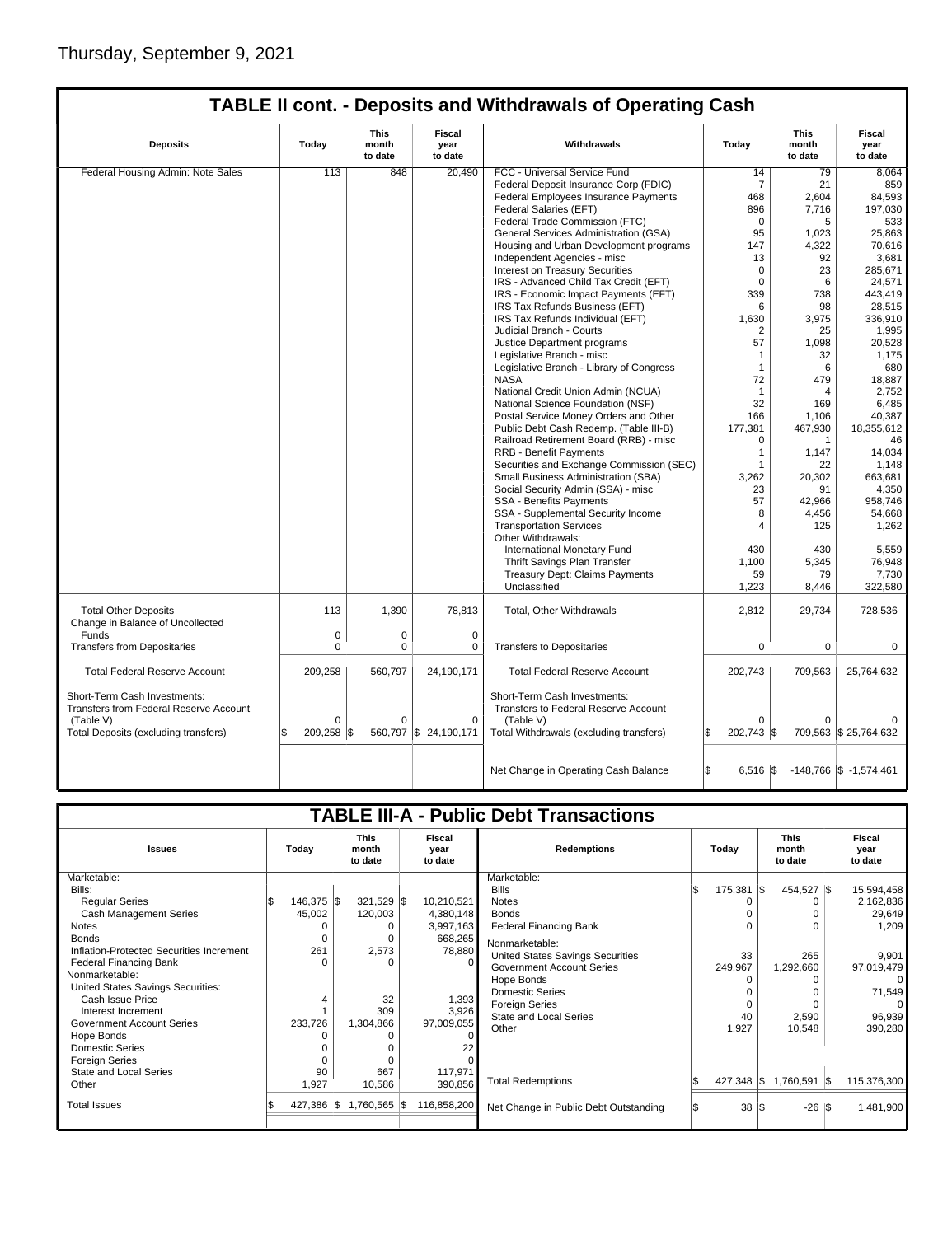Thursday, September 9, 2021

## TABLE II cont. - Deposits and Withdrawals of Operating Cash

| Deposits | Today | This month to date | Fiscal year to date | Withdrawals | Today | This month to date | Fiscal year to date |
|---|---|---|---|---|---|---|---|
| Federal Housing Admin: Note Sales | 113 | 848 | 20,490 | FCC - Universal Service Fund | 14 | 79 | 8,064 |
| | | | | Federal Deposit Insurance Corp (FDIC) | 7 | 21 | 859 |
| | | | | Federal Employees Insurance Payments | 468 | 2,604 | 84,593 |
| | | | | Federal Salaries (EFT) | 896 | 7,716 | 197,030 |
| | | | | Federal Trade Commission (FTC) | 0 | 5 | 533 |
| | | | | General Services Administration (GSA) | 95 | 1,023 | 25,863 |
| | | | | Housing and Urban Development programs | 147 | 4,322 | 70,616 |
| | | | | Independent Agencies - misc | 13 | 92 | 3,681 |
| | | | | Interest on Treasury Securities | 0 | 23 | 285,671 |
| | | | | IRS - Advanced Child Tax Credit (EFT) | 0 | 6 | 24,571 |
| | | | | IRS - Economic Impact Payments (EFT) | 339 | 738 | 443,419 |
| | | | | IRS Tax Refunds Business (EFT) | 6 | 98 | 28,515 |
| | | | | IRS Tax Refunds Individual (EFT) | 1,630 | 3,975 | 336,910 |
| | | | | Judicial Branch - Courts | 2 | 25 | 1,995 |
| | | | | Justice Department programs | 57 | 1,098 | 20,528 |
| | | | | Legislative Branch - misc | 1 | 32 | 1,175 |
| | | | | Legislative Branch - Library of Congress | 1 | 6 | 680 |
| | | | | NASA | 72 | 479 | 18,887 |
| | | | | National Credit Union Admin (NCUA) | 1 | 4 | 2,752 |
| | | | | National Science Foundation (NSF) | 32 | 169 | 6,485 |
| | | | | Postal Service Money Orders and Other | 166 | 1,106 | 40,387 |
| | | | | Public Debt Cash Redemp. (Table III-B) | 177,381 | 467,930 | 18,355,612 |
| | | | | Railroad Retirement Board (RRB) - misc | 0 | 1 | 46 |
| | | | | RRB - Benefit Payments | 1 | 1,147 | 14,034 |
| | | | | Securities and Exchange Commission (SEC) | 1 | 22 | 1,148 |
| | | | | Small Business Administration (SBA) | 3,262 | 20,302 | 663,681 |
| | | | | Social Security Admin (SSA) - misc | 23 | 91 | 4,350 |
| | | | | SSA - Benefits Payments | 57 | 42,966 | 958,746 |
| | | | | SSA - Supplemental Security Income | 8 | 4,456 | 54,668 |
| | | | | Transportation Services | 4 | 125 | 1,262 |
| | | | | Other Withdrawals: | | | |
| | | | | International Monetary Fund | 430 | 430 | 5,559 |
| | | | | Thrift Savings Plan Transfer | 1,100 | 5,345 | 76,948 |
| | | | | Treasury Dept: Claims Payments | 59 | 79 | 7,730 |
| | | | | Unclassified | 1,223 | 8,446 | 322,580 |
| Total Other Deposits | 113 | 1,390 | 78,813 | Total, Other Withdrawals | 2,812 | 29,734 | 728,536 |
| Change in Balance of Uncollected Funds | 0 | 0 | 0 | | | | |
| Transfers from Depositaries | 0 | 0 | 0 | Transfers to Depositaries | 0 | 0 | 0 |
| Total Federal Reserve Account | 209,258 | 560,797 | 24,190,171 | Total Federal Reserve Account | 202,743 | 709,563 | 25,764,632 |
| Short-Term Cash Investments: Transfers from Federal Reserve Account (Table V) | 0 | 0 | 0 | Short-Term Cash Investments: Transfers to Federal Reserve Account (Table V) | 0 | 0 | 0 |
| Total Deposits (excluding transfers) | $ 209,258 | $ 560,797 | $ 24,190,171 | Total Withdrawals (excluding transfers) | $ 202,743 | $ 709,563 | $ 25,764,632 |
| | | | | Net Change in Operating Cash Balance | $ 6,516 | $ -148,766 | $ -1,574,461 |

## TABLE III-A - Public Debt Transactions

| Issues | Today | This month to date | Fiscal year to date | Redemptions | Today | This month to date | Fiscal year to date |
|---|---|---|---|---|---|---|---|
| Marketable: | | | | Marketable: | | | |
| Bills: | | | | Bills | $ 175,381 | $ 454,527 | $ 15,594,458 |
| Regular Series | $ 146,375 | $ 321,529 | $ 10,210,521 | Notes | 0 | 0 | 2,162,836 |
| Cash Management Series | 45,002 | 120,003 | 4,380,148 | Bonds | 0 | 0 | 29,649 |
| Notes | 0 | 0 | 3,997,163 | Federal Financing Bank | 0 | 0 | 1,209 |
| Bonds | 0 | 0 | 668,265 | Nonmarketable: | | | |
| Inflation-Protected Securities Increment | 261 | 2,573 | 78,880 | United States Savings Securities | 33 | 265 | 9,901 |
| Federal Financing Bank | 0 | 0 | 0 | Government Account Series | 249,967 | 1,292,660 | 97,019,479 |
| Nonmarketable: | | | | Hope Bonds | 0 | 0 | 0 |
| United States Savings Securities: | | | | Domestic Series | 0 | 0 | 71,549 |
| Cash Issue Price | 4 | 32 | 1,393 | Foreign Series | 0 | 0 | 0 |
| Interest Increment | 1 | 309 | 3,926 | State and Local Series | 40 | 2,590 | 96,939 |
| Government Account Series | 233,726 | 1,304,866 | 97,009,055 | Other | 1,927 | 10,548 | 390,280 |
| Hope Bonds | 0 | 0 | 0 | | | | |
| Domestic Series | 0 | 0 | 22 | | | | |
| Foreign Series | 0 | 0 | 0 | | | | |
| State and Local Series | 90 | 667 | 117,971 | Total Redemptions | $ 427,348 | $ 1,760,591 | $ 115,376,300 |
| Other | 1,927 | 10,586 | 390,856 | | | | |
| Total Issues | $ 427,386 | $ 1,760,565 | $ 116,858,200 | Net Change in Public Debt Outstanding | $ 38 | $ -26 | $ 1,481,900 |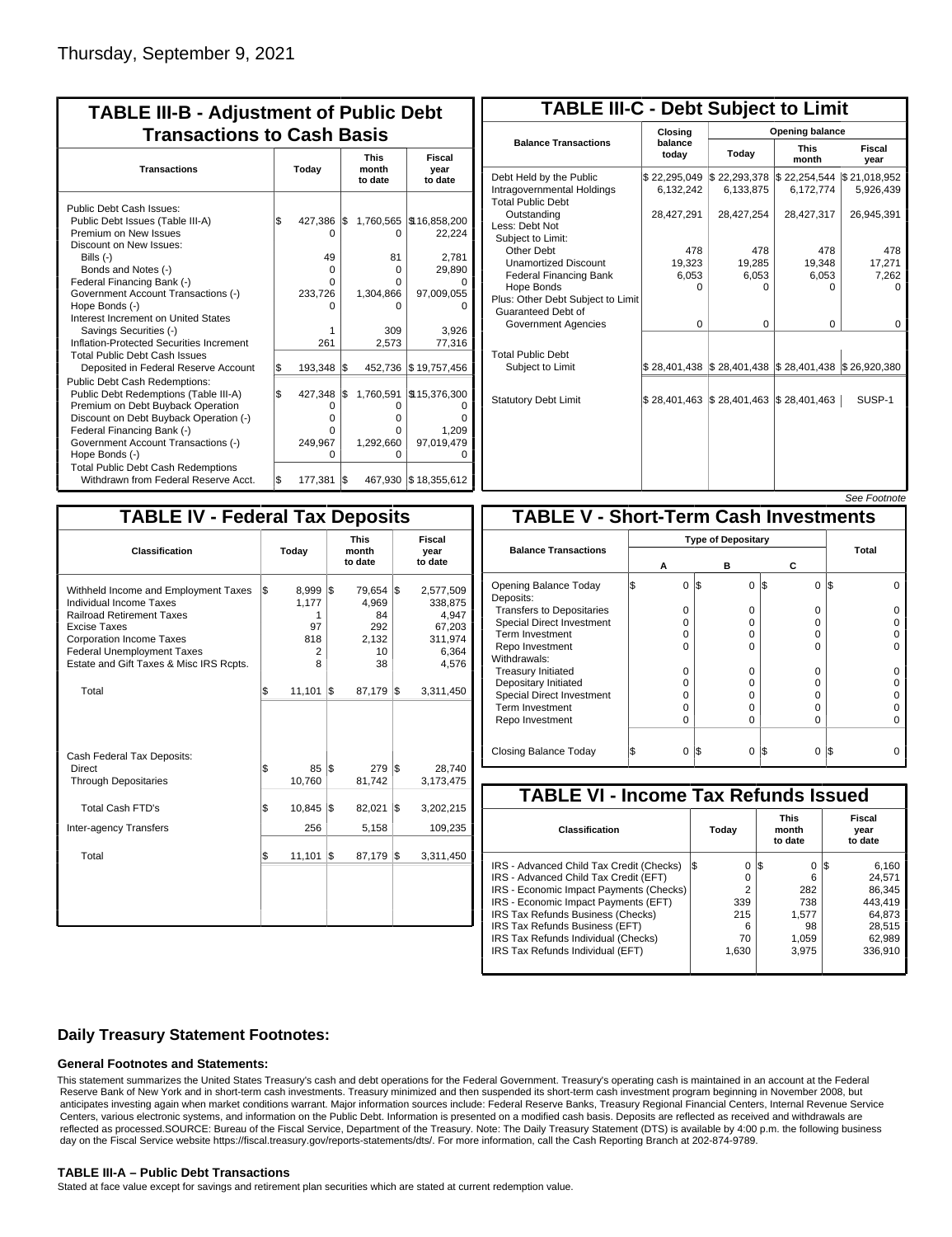Thursday, September 9, 2021

## TABLE III-B - Adjustment of Public Debt Transactions to Cash Basis

| Transactions | Today | This month to date | Fiscal year to date |
|---|---|---|---|
| Public Debt Cash Issues: | | | |
| Public Debt Issues (Table III-A) | $ 427,386 | $ 1,760,565 | $16,858,200 |
| Premium on New Issues | 0 | 0 | 22,224 |
| Discount on New Issues: | | | |
| Bills (-) | 49 | 81 | 2,781 |
| Bonds and Notes (-) | 0 | 0 | 29,890 |
| Federal Financing Bank (-) | 0 | 0 | 0 |
| Government Account Transactions (-) | 233,726 | 1,304,866 | 97,009,055 |
| Hope Bonds (-) | 0 | 0 | 0 |
| Interest Increment on United States Savings Securities (-) | 1 | 309 | 3,926 |
| Inflation-Protected Securities Increment | 261 | 2,573 | 77,316 |
| Total Public Debt Cash Issues Deposited in Federal Reserve Account | $ 193,348 | $ 452,736 | $ 19,757,456 |
| Public Debt Cash Redemptions: | | | |
| Public Debt Redemptions (Table III-A) | $ 427,348 | $ 1,760,591 | $15,376,300 |
| Premium on Debt Buyback Operation | 0 | 0 | 0 |
| Discount on Debt Buyback Operation (-) | 0 | 0 | 0 |
| Federal Financing Bank (-) | 0 | 0 | 1,209 |
| Government Account Transactions (-) | 249,967 | 1,292,660 | 97,019,479 |
| Hope Bonds (-) | 0 | 0 | 0 |
| Total Public Debt Cash Redemptions Withdrawn from Federal Reserve Acct. | $ 177,381 | $ 467,930 | $ 18,355,612 |

## TABLE III-C - Debt Subject to Limit

| Balance Transactions | Closing balance today | Opening balance | | |
|---|---|---|---|---|
| | | Today | This month | Fiscal year |
| Debt Held by the Public | $ 22,295,049 | $ 22,293,378 | $ 22,254,544 | $ 21,018,952 |
| Intragovernmental Holdings | 6,132,242 | 6,133,875 | 6,172,774 | 5,926,439 |
| Total Public Debt Outstanding | 28,427,291 | 28,427,254 | 28,427,317 | 26,945,391 |
| Less: Debt Not Subject to Limit: | | | | |
| Other Debt | 478 | 478 | 478 | 478 |
| Unamortized Discount | 19,323 | 19,285 | 19,348 | 17,271 |
| Federal Financing Bank | 6,053 | 6,053 | 6,053 | 7,262 |
| Hope Bonds | 0 | 0 | 0 | 0 |
| Plus: Other Debt Subject to Limit Guaranteed Debt of Government Agencies | 0 | 0 | 0 | 0 |
| Total Public Debt Subject to Limit | $ 28,401,438 | $ 28,401,438 | $ 28,401,438 | $ 26,920,380 |
| Statutory Debt Limit | $ 28,401,463 | $ 28,401,463 | $ 28,401,463 | SUSP-1 |

*See Footnote*

## TABLE IV - Federal Tax Deposits

| Classification | Today | This month to date | Fiscal year to date |
|---|---|---|---|
| Withheld Income and Employment Taxes | $ 8,999 | $ 79,654 | $ 2,577,509 |
| Individual Income Taxes | 1,177 | 4,969 | 338,875 |
| Railroad Retirement Taxes | 1 | 84 | 4,947 |
| Excise Taxes | 97 | 292 | 67,203 |
| Corporation Income Taxes | 818 | 2,132 | 311,974 |
| Federal Unemployment Taxes | 2 | 10 | 6,364 |
| Estate and Gift Taxes & Misc IRS Rcpts. | 8 | 38 | 4,576 |
| Total | $ 11,101 | $ 87,179 | $ 3,311,450 |
| Cash Federal Tax Deposits: | | | |
| Direct | $ 85 | $ 279 | $ 28,740 |
| Through Depositaries | 10,760 | 81,742 | 3,173,475 |
| Total Cash FTD's | $ 10,845 | $ 82,021 | $ 3,202,215 |
| Inter-agency Transfers | 256 | 5,158 | 109,235 |
| Total | $ 11,101 | $ 87,179 | $ 3,311,450 |

## TABLE V - Short-Term Cash Investments

| Balance Transactions | Type of Depositary A | B | C | Total |
|---|---|---|---|---|
| Opening Balance Today | $ 0 | $ 0 | $ 0 | $ 0 |
| Deposits: | | | | |
| Transfers to Depositaries | 0 | 0 | 0 | 0 |
| Special Direct Investment | 0 | 0 | 0 | 0 |
| Term Investment | 0 | 0 | 0 | 0 |
| Repo Investment | 0 | 0 | 0 | 0 |
| Withdrawals: | | | | |
| Treasury Initiated | 0 | 0 | 0 | 0 |
| Depositary Initiated | 0 | 0 | 0 | 0 |
| Special Direct Investment | 0 | 0 | 0 | 0 |
| Term Investment | 0 | 0 | 0 | 0 |
| Repo Investment | 0 | 0 | 0 | 0 |
| Closing Balance Today | $ 0 | $ 0 | $ 0 | $ 0 |

## TABLE VI - Income Tax Refunds Issued

| Classification | Today | This month to date | Fiscal year to date |
|---|---|---|---|
| IRS - Advanced Child Tax Credit (Checks) | $ 0 | $ 0 | $ 6,160 |
| IRS - Advanced Child Tax Credit (EFT) | 0 | 6 | 24,571 |
| IRS - Economic Impact Payments (Checks) | 2 | 282 | 86,345 |
| IRS - Economic Impact Payments (EFT) | 339 | 738 | 443,419 |
| IRS Tax Refunds Business (Checks) | 215 | 1,577 | 64,873 |
| IRS Tax Refunds Business (EFT) | 6 | 98 | 28,515 |
| IRS Tax Refunds Individual (Checks) | 70 | 1,059 | 62,989 |
| IRS Tax Refunds Individual (EFT) | 1,630 | 3,975 | 336,910 |

### Daily Treasury Statement Footnotes:

#### General Footnotes and Statements:

This statement summarizes the United States Treasury's cash and debt operations for the Federal Government. Treasury's operating cash is maintained in an account at the Federal Reserve Bank of New York and in short-term cash investments. Treasury minimized and then suspended its short-term cash investment program beginning in November 2008, but anticipates investing again when market conditions warrant. Major information sources include: Federal Reserve Banks, Treasury Regional Financial Centers, Internal Revenue Service Centers, various electronic systems, and information on the Public Debt. Information is presented on a modified cash basis. Deposits are reflected as received and withdrawals are reflected as processed.SOURCE: Bureau of the Fiscal Service, Department of the Treasury. Note: The Daily Treasury Statement (DTS) is available by 4:00 p.m. the following business day on the Fiscal Service website https://fiscal.treasury.gov/reports-statements/dts/. For more information, call the Cash Reporting Branch at 202-874-9789.

#### TABLE III-A – Public Debt Transactions

Stated at face value except for savings and retirement plan securities which are stated at current redemption value.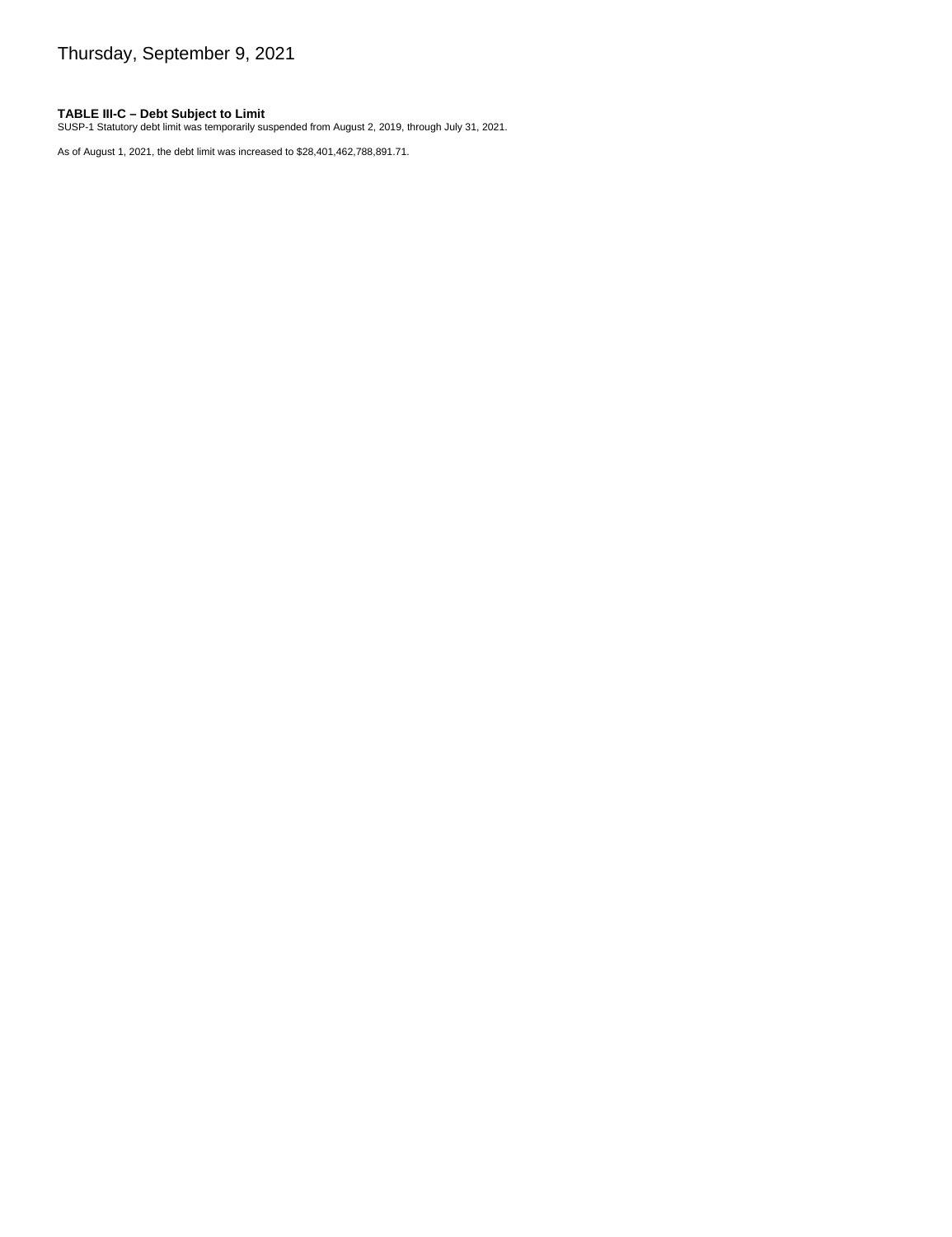Thursday, September 9, 2021

**TABLE III-C – Debt Subject to Limit**

SUSP-1 Statutory debt limit was temporarily suspended from August 2, 2019, through July 31, 2021.

As of August 1, 2021, the debt limit was increased to $28,401,462,788,891.71.